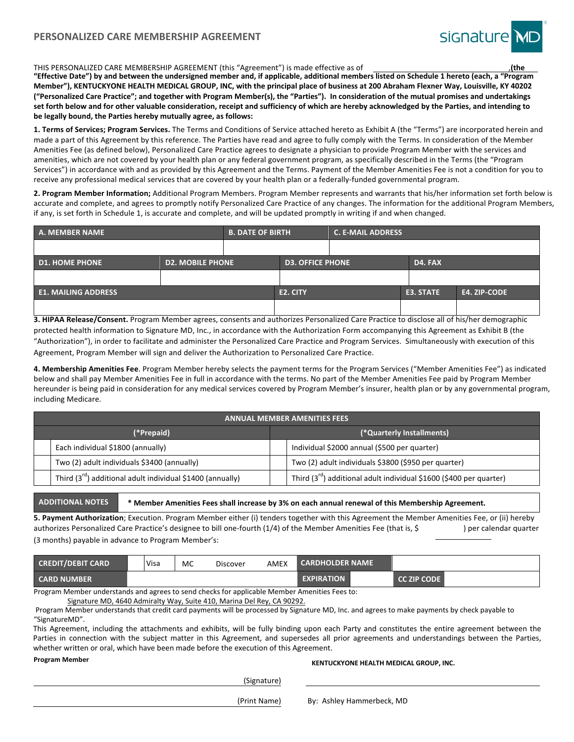# PERSONALIZED CARE MEMBERSHIP AGREEMENT

signature MD

THIS PERSONALIZED CARE MEMBERSHIP AGREEMENT (this "Agreement") is made effective as of ______________________________,(the **"Effective Date") by and between the undersigned member and, if applicable, additional members listed on Schedule 1 hereto (each, a "Program Member"), KENTUCKYONE HEALTH MEDICAL GROUP, INC, with the principal place of business at 200 Abraham Flexner Way, Louisville, KY 40202 ("Personalized Care Practice"; and together with Program Member(s), the "Parties"). In consideration of the mutual promises and undertakings set forth below and for other valuable consideration, receipt and sufficiency of which are hereby acknowledged by the Parties, and intending to be legally bound, the Parties hereby mutually agree, as follows:**

**1. Terms of Services; Program Services.** The Terms and Conditions of Service attached hereto as Exhibit A (the "Terms") are incorporated herein and made a part of this Agreement by this reference. The Parties have read and agree to fully comply with the Terms. In consideration of the Member Amenities Fee (as defined below), Personalized Care Practice agrees to designate a physician to provide Program Member with the services and amenities, which are not covered by your health plan or any federal government program, as specifically described in the Terms (the "Program Services") in accordance with and as provided by this Agreement and the Terms. Payment of the Member Amenities Fee is not a condition for you to receive any professional medical services that are covered by your health plan or a federally-funded governmental program.

**2. Program Member Information;** Additional Program Members. Program Member represents and warrants that his/her information set forth below is accurate and complete, and agrees to promptly notify Personalized Care Practice of any changes. The information for the additional Program Members, if any, is set forth in Schedule 1, is accurate and complete, and will be updated promptly in writing if and when changed.

| A. MEMBER NAME | B. DATE OF BIRTH | C. E-MAIL ADDRESS |
|---|---|---|
| | | |

| D1. HOME PHONE | D2. MOBILE PHONE | D3. OFFICE PHONE | D4. FAX |
|---|---|---|---|
| | | | |

| E1. MAILING ADDRESS | E2. CITY | E3. STATE | E4. ZIP-CODE |
|---|---|---|---|
| | | | |

**3. HIPAA Release/Consent.** Program Member agrees, consents and authorizes Personalized Care Practice to disclose all of his/her demographic protected health information to Signature MD, Inc., in accordance with the Authorization Form accompanying this Agreement as Exhibit B (the "Authorization"), in order to facilitate and administer the Personalized Care Practice and Program Services. Simultaneously with execution of this Agreement, Program Member will sign and deliver the Authorization to Personalized Care Practice.

**4. Membership Amenities Fee**. Program Member hereby selects the payment terms for the Program Services ("Member Amenities Fee") as indicated below and shall pay Member Amenities Fee in full in accordance with the terms. No part of the Member Amenities Fee paid by Program Member hereunder is being paid in consideration for any medical services covered by Program Member's insurer, health plan or by any governmental program, including Medicare.

| ANNUAL MEMBER AMENITIES FEES | | | |
|---|---|---|---|
| (*Prepaid) | | (*Quarterly Installments) | |
| | Each individual $1800 (annually) | | Individual $2000 annual ($500 per quarter) |
| | Two (2) adult individuals $3400 (annually) | | Two (2) adult individuals $3800 ($950 per quarter) |
| | Third (3rd) additional adult individual $1400 (annually) | | Third (3rd) additional adult individual $1600 ($400 per quarter) |

| ADDITIONAL NOTES | * Member Amenities Fees shall increase by 3% on each annual renewal of this Membership Agreement. |
|---|---|

**5. Payment Authorization**; Execution. Program Member either (i) tenders together with this Agreement the Member Amenities Fee, or (ii) hereby authorizes Personalized Care Practice's designee to bill one-fourth (1/4) of the Member Amenities Fee (that is, $ __________ ) per calendar quarter (3 months) payable in advance to Program Member's:

| CREDIT/DEBIT CARD | | Visa | MC | Discover | AMEX | CARDHOLDER NAME | | | |
|---|---|---|---|---|---|---|---|---|---|
| CARD NUMBER | | | | | | EXPIRATION | | CC ZIP CODE | |

Program Member understands and agrees to send checks for applicable Member Amenities Fees to:
Signature MD, 4640 Admiralty Way, Suite 410, Marina Del Rey, CA 90292.

Program Member understands that credit card payments will be processed by Signature MD, Inc. and agrees to make payments by check payable to "SignatureMD".

This Agreement, including the attachments and exhibits, will be fully binding upon each Party and constitutes the entire agreement between the Parties in connection with the subject matter in this Agreement, and supersedes all prior agreements and understandings between the Parties, whether written or oral, which have been made before the execution of this Agreement.

**Program Member**

______________________________ (Signature)

______________________________ (Print Name)

**KENTUCKYONE HEALTH MEDICAL GROUP, INC.**

______________________________

By: Ashley Hammerbeck, MD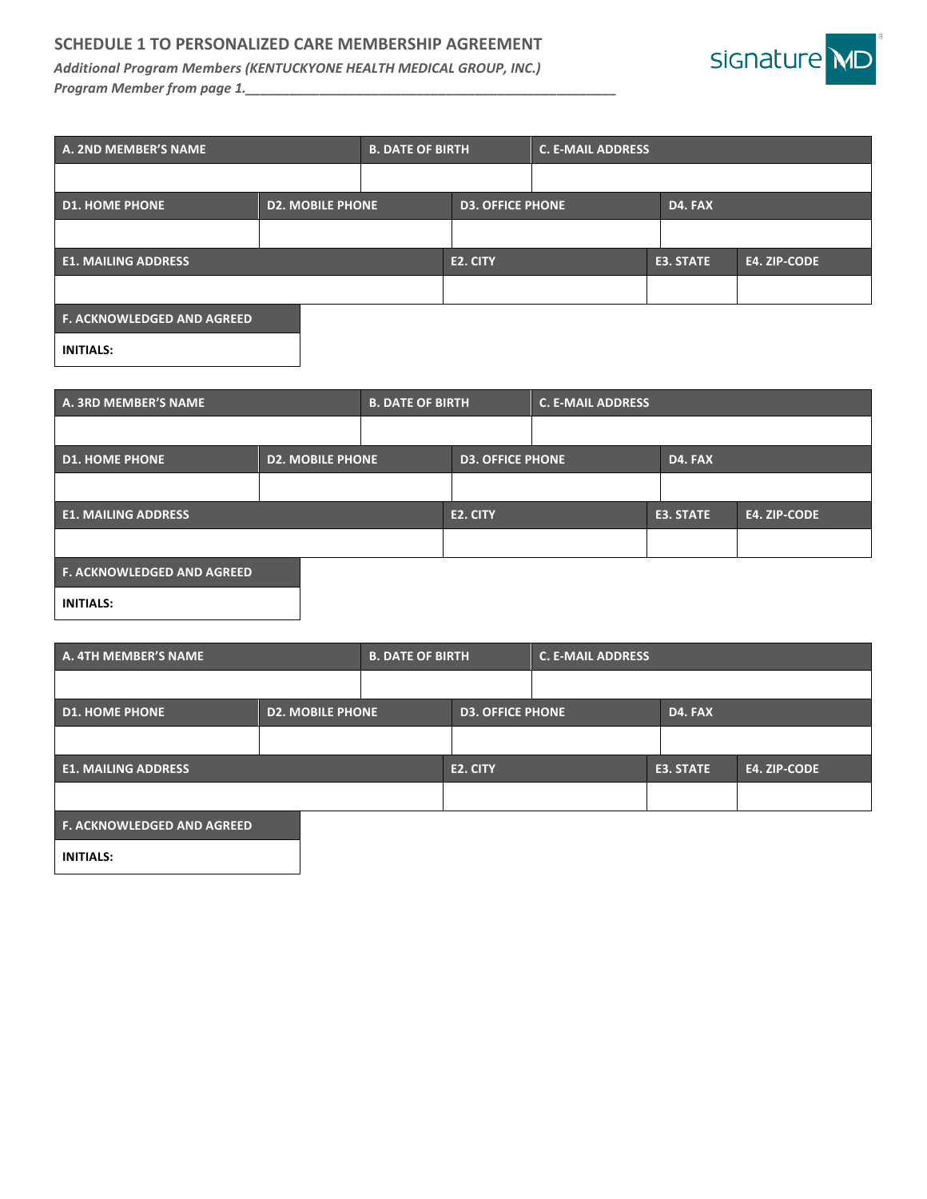## SCHEDULE 1 TO PERSONALIZED CARE MEMBERSHIP AGREEMENT

***Additional Program Members (KENTUCKYONE HEALTH MEDICAL GROUP, INC.)***

***Program Member from page 1.***___________________________________________________

| A. 2ND MEMBER'S NAME | B. DATE OF BIRTH | C. E-MAIL ADDRESS |
|---|---|---|
| | | |

| D1. HOME PHONE | D2. MOBILE PHONE | D3. OFFICE PHONE | D4. FAX |
|---|---|---|---|
| | | | |

| E1. MAILING ADDRESS | E2. CITY | E3. STATE | E4. ZIP-CODE |
|---|---|---|---|
| | | | |

| F. ACKNOWLEDGED AND AGREED |
|---|
| **INITIALS:** |

| A. 3RD MEMBER'S NAME | B. DATE OF BIRTH | C. E-MAIL ADDRESS |
|---|---|---|
| | | |

| D1. HOME PHONE | D2. MOBILE PHONE | D3. OFFICE PHONE | D4. FAX |
|---|---|---|---|
| | | | |

| E1. MAILING ADDRESS | E2. CITY | E3. STATE | E4. ZIP-CODE |
|---|---|---|---|
| | | | |

| F. ACKNOWLEDGED AND AGREED |
|---|
| **INITIALS:** |

| A. 4TH MEMBER'S NAME | B. DATE OF BIRTH | C. E-MAIL ADDRESS |
|---|---|---|
| | | |

| D1. HOME PHONE | D2. MOBILE PHONE | D3. OFFICE PHONE | D4. FAX |
|---|---|---|---|
| | | | |

| E1. MAILING ADDRESS | E2. CITY | E3. STATE | E4. ZIP-CODE |
|---|---|---|---|
| | | | |

| F. ACKNOWLEDGED AND AGREED |
|---|
| **INITIALS:** |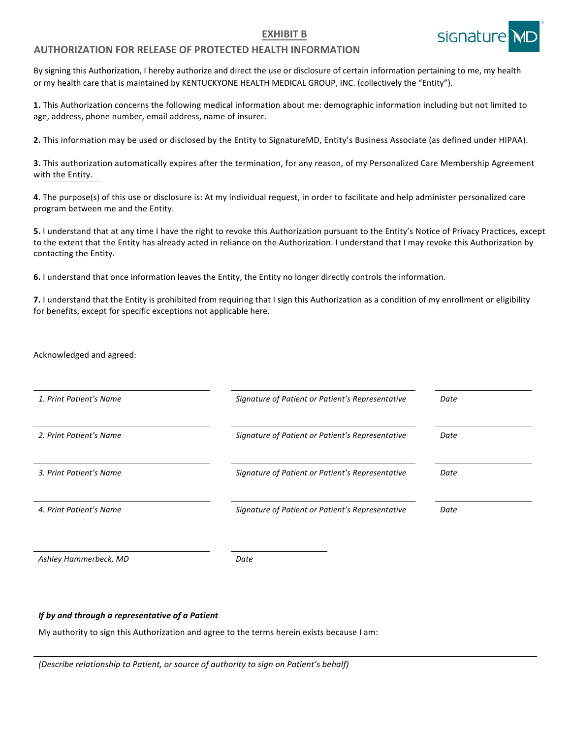**EXHIBIT B**

signature MD

## AUTHORIZATION FOR RELEASE OF PROTECTED HEALTH INFORMATION

By signing this Authorization, I hereby authorize and direct the use or disclosure of certain information pertaining to me, my health or my health care that is maintained by KENTUCKYONE HEALTH MEDICAL GROUP, INC. (collectively the "Entity").

**1.** This Authorization concerns the following medical information about me: demographic information including but not limited to age, address, phone number, email address, name of insurer.

**2.** This information may be used or disclosed by the Entity to SignatureMD, Entity's Business Associate (as defined under HIPAA).

**3.** This authorization automatically expires after the termination, for any reason, of my Personalized Care Membership Agreement with the Entity.

**4**. The purpose(s) of this use or disclosure is: At my individual request, in order to facilitate and help administer personalized care program between me and the Entity.

**5.** I understand that at any time I have the right to revoke this Authorization pursuant to the Entity's Notice of Privacy Practices, except to the extent that the Entity has already acted in reliance on the Authorization. I understand that I may revoke this Authorization by contacting the Entity.

**6.** I understand that once information leaves the Entity, the Entity no longer directly controls the information.

**7.** I understand that the Entity is prohibited from requiring that I sign this Authorization as a condition of my enrollment or eligibility for benefits, except for specific exceptions not applicable here.

Acknowledged and agreed:

| | | |
|---|---|---|
| *1. Print Patient's Name* | *Signature of Patient or Patient's Representative* | *Date* |
| *2. Print Patient's Name* | *Signature of Patient or Patient's Representative* | *Date* |
| *3. Print Patient's Name* | *Signature of Patient or Patient's Representative* | *Date* |
| *4. Print Patient's Name* | *Signature of Patient or Patient's Representative* | *Date* |
| *Ashley Hammerbeck, MD* | *Date* | |

***If by and through a representative of a Patient***

My authority to sign this Authorization and agree to the terms herein exists because I am:

_______________________________________________

*(Describe relationship to Patient, or source of authority to sign on Patient's behalf)*